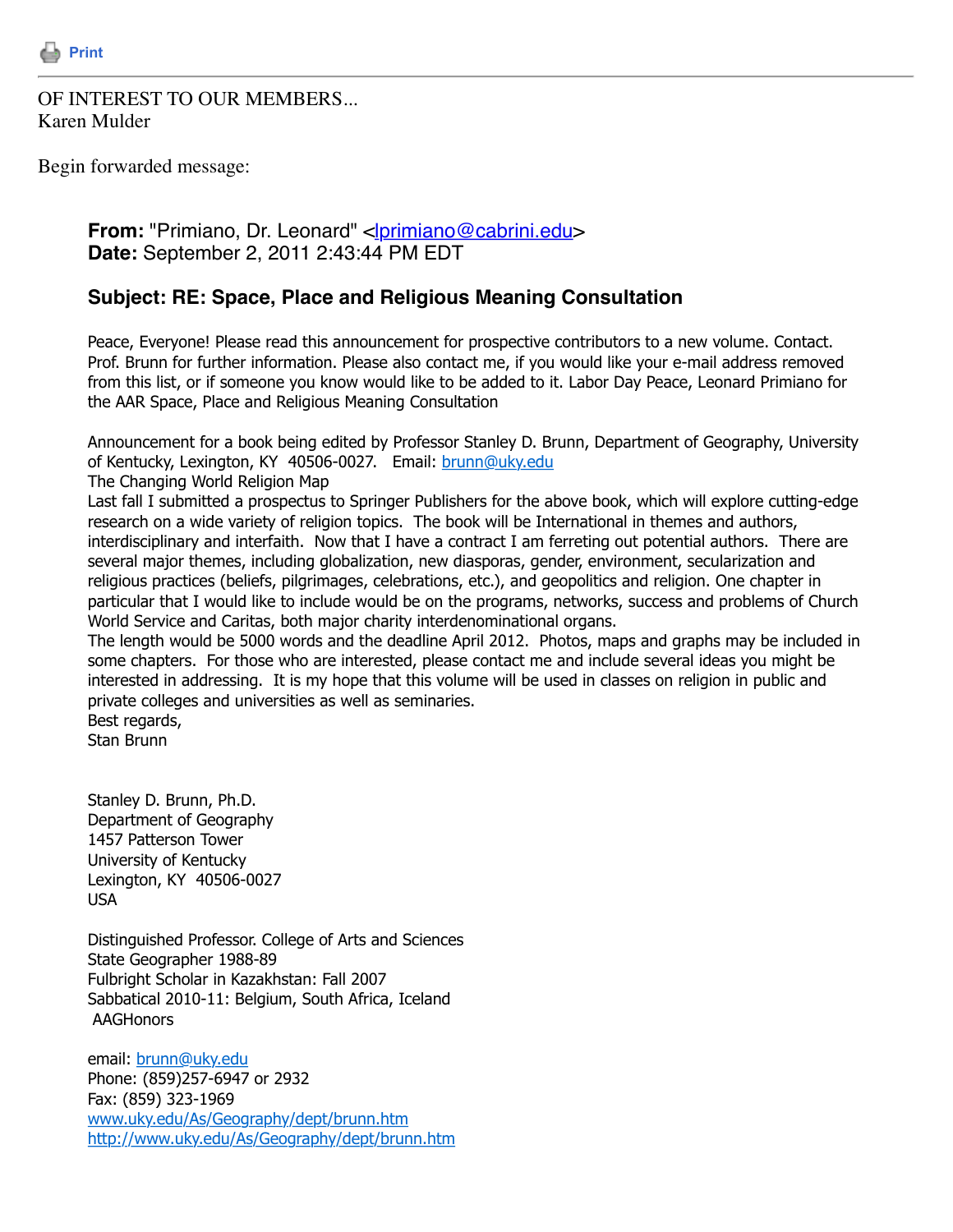Print

OF INTEREST TO OUR MEMBERS...
Karen Mulder

Begin forwarded message:

**From:** "Primiano, Dr. Leonard" <lprimiano@cabrini.edu>
**Date:** September 2, 2011 2:43:44 PM EDT

**Subject: RE: Space, Place and Religious Meaning Consultation**

Peace, Everyone! Please read this announcement for prospective contributors to a new volume. Contact. Prof. Brunn for further information. Please also contact me, if you would like your e-mail address removed from this list, or if someone you know would like to be added to it. Labor Day Peace, Leonard Primiano for the AAR Space, Place and Religious Meaning Consultation

Announcement for a book being edited by Professor Stanley D. Brunn, Department of Geography, University of Kentucky, Lexington, KY 40506-0027. Email: brunn@uky.edu
The Changing World Religion Map
Last fall I submitted a prospectus to Springer Publishers for the above book, which will explore cutting-edge research on a wide variety of religion topics. The book will be International in themes and authors, interdisciplinary and interfaith. Now that I have a contract I am ferreting out potential authors. There are several major themes, including globalization, new diasporas, gender, environment, secularization and religious practices (beliefs, pilgrimages, celebrations, etc.), and geopolitics and religion. One chapter in particular that I would like to include would be on the programs, networks, success and problems of Church World Service and Caritas, both major charity interdenominational organs.
The length would be 5000 words and the deadline April 2012. Photos, maps and graphs may be included in some chapters. For those who are interested, please contact me and include several ideas you might be interested in addressing. It is my hope that this volume will be used in classes on religion in public and private colleges and universities as well as seminaries.
Best regards,
Stan Brunn

Stanley D. Brunn, Ph.D.
Department of Geography
1457 Patterson Tower
University of Kentucky
Lexington, KY 40506-0027
USA

Distinguished Professor. College of Arts and Sciences
State Geographer 1988-89
Fulbright Scholar in Kazakhstan: Fall 2007
Sabbatical 2010-11: Belgium, South Africa, Iceland
AAGHonors

email: brunn@uky.edu
Phone: (859)257-6947 or 2932
Fax: (859) 323-1969
www.uky.edu/As/Geography/dept/brunn.htm
http://www.uky.edu/As/Geography/dept/brunn.htm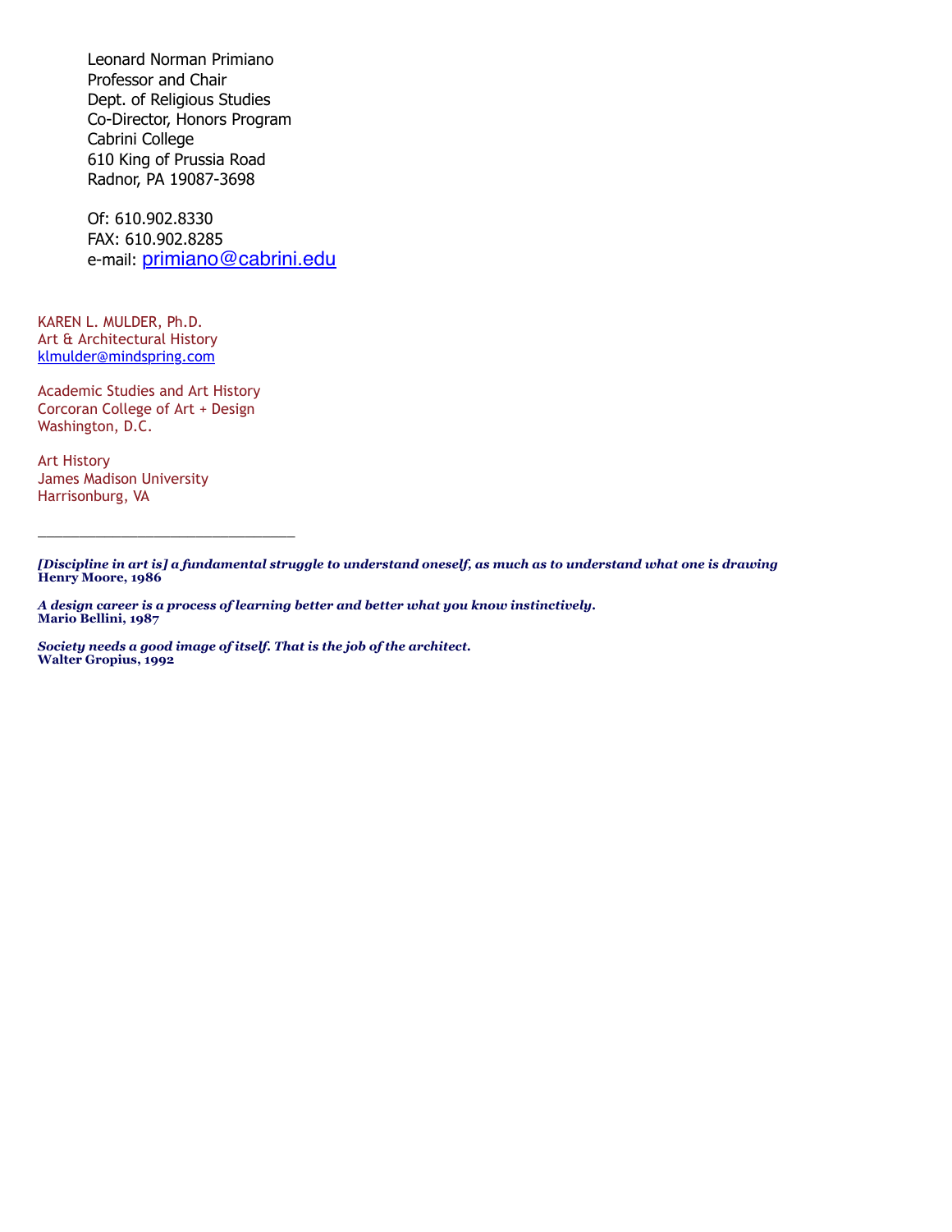Leonard Norman Primiano
Professor and Chair
Dept. of Religious Studies
Co-Director, Honors Program
Cabrini College
610 King of Prussia Road
Radnor, PA 19087-3698

Of: 610.902.8330
FAX: 610.902.8285
e-mail: primiano@cabrini.edu

KAREN L. MULDER, Ph.D.
Art & Architectural History
klmulder@mindspring.com

Academic Studies and Art History
Corcoran College of Art + Design
Washington, D.C.

Art History
James Madison University
Harrisonburg, VA

---

***[Discipline in art is] a fundamental struggle to understand oneself, as much as to understand what one is drawing***
**Henry Moore, 1986**

***A design career is a process of learning better and better what you know instinctively.***
**Mario Bellini, 1987**

***Society needs a good image of itself. That is the job of the architect.***
**Walter Gropius, 1992**